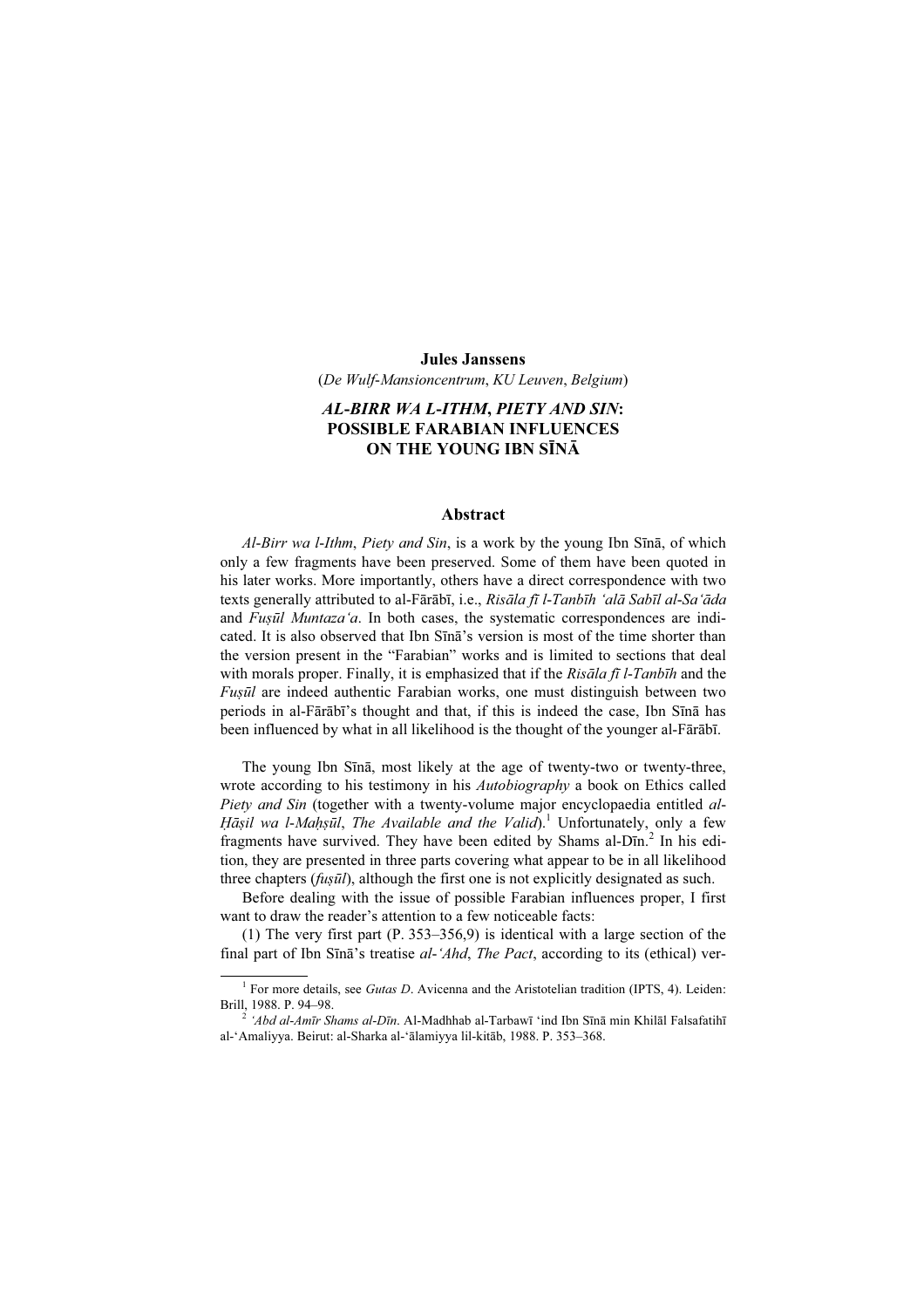**Jules Janssens**

(*De Wulf-Mansioncentrum*, *KU Leuven*, *Belgium*)

# *AL-BIRR WA L-ITHM*, *PIETY AND SIN*: POSSIBLE FARABIAN INFLUENCES ON THE YOUNG IBN SĪNĀ

## Abstract

*Al-Birr wa l-Ithm*, *Piety and Sin*, is a work by the young Ibn Sīnā, of which only a few fragments have been preserved. Some of them have been quoted in his later works. More importantly, others have a direct correspondence with two texts generally attributed to al-Fārābī, i.e., *Risāla fī l-Tanbīh ʿalā Sabīl al-Saʿāda* and *Fuṣūl Muntazaʿa*. In both cases, the systematic correspondences are indicated. It is also observed that Ibn Sīnā's version is most of the time shorter than the version present in the "Farabian" works and is limited to sections that deal with morals proper. Finally, it is emphasized that if the *Risāla fī l-Tanbīh* and the *Fuṣūl* are indeed authentic Farabian works, one must distinguish between two periods in al-Fārābī's thought and that, if this is indeed the case, Ibn Sīnā has been influenced by what in all likelihood is the thought of the younger al-Fārābī.

The young Ibn Sīnā, most likely at the age of twenty-two or twenty-three, wrote according to his testimony in his *Autobiography* a book on Ethics called *Piety and Sin* (together with a twenty-volume major encyclopaedia entitled *al-Ḥāṣil wa l-Maḥṣūl*, *The Available and the Valid*).[1] Unfortunately, only a few fragments have survived. They have been edited by Shams al-Dīn.[2] In his edition, they are presented in three parts covering what appear to be in all likelihood three chapters (*fuṣūl*), although the first one is not explicitly designated as such.

Before dealing with the issue of possible Farabian influences proper, I first want to draw the reader's attention to a few noticeable facts:

(1) The very first part (P. 353–356,9) is identical with a large section of the final part of Ibn Sīnā's treatise *al-ʿAhd*, *The Pact*, according to its (ethical) ver-

---

[1] For more details, see *Gutas D*. Avicenna and the Aristotelian tradition (IPTS, 4). Leiden: Brill, 1988. P. 94–98.

[2] *ʿAbd al-Amīr Shams al-Dīn*. Al-Madhhab al-Tarbawī ʿind Ibn Sīnā min Khilāl Falsafatihī al-ʿAmaliyya. Beirut: al-Sharka al-ʿālamiyya lil-kitāb, 1988. P. 353–368.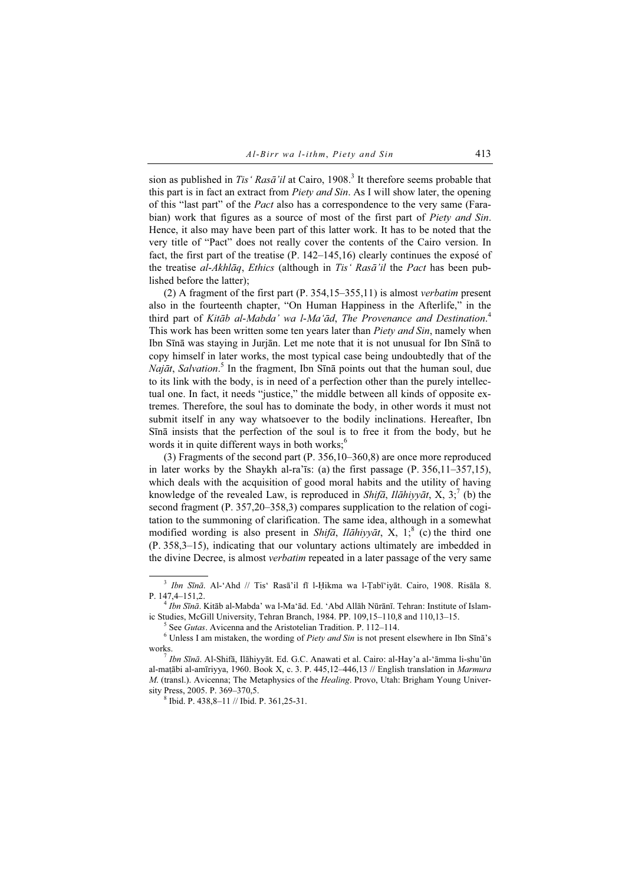sion as published in *Tis‘ Rasā’il* at Cairo, 1908.[3] It therefore seems probable that this part is in fact an extract from *Piety and Sin*. As I will show later, the opening of this "last part" of the *Pact* also has a correspondence to the very same (Farabian) work that figures as a source of most of the first part of *Piety and Sin*. Hence, it also may have been part of this latter work. It has to be noted that the very title of "Pact" does not really cover the contents of the Cairo version. In fact, the first part of the treatise (P. 142–145,16) clearly continues the exposé of the treatise *al-Akhlāq*, *Ethics* (although in *Tis‘ Rasā’il* the *Pact* has been published before the latter);

(2) A fragment of the first part (P. 354,15–355,11) is almost *verbatim* present also in the fourteenth chapter, "On Human Happiness in the Afterlife," in the third part of *Kitāb al-Mabda’ wa l-Ma‘ād*, *The Provenance and Destination*.[4] This work has been written some ten years later than *Piety and Sin*, namely when Ibn Sīnā was staying in Jurjān. Let me note that it is not unusual for Ibn Sīnā to copy himself in later works, the most typical case being undoubtedly that of the *Najāt*, *Salvation*.[5] In the fragment, Ibn Sīnā points out that the human soul, due to its link with the body, is in need of a perfection other than the purely intellectual one. In fact, it needs "justice," the middle between all kinds of opposite extremes. Therefore, the soul has to dominate the body, in other words it must not submit itself in any way whatsoever to the bodily inclinations. Hereafter, Ibn Sīnā insists that the perfection of the soul is to free it from the body, but he words it in quite different ways in both works;[6]

(3) Fragments of the second part (P. 356,10–360,8) are once more reproduced in later works by the Shaykh al-ra’īs: (a) the first passage (P. 356,11–357,15), which deals with the acquisition of good moral habits and the utility of having knowledge of the revealed Law, is reproduced in *Shifā*, *Ilāhiyyāt*, X, 3;[7] (b) the second fragment (P. 357,20–358,3) compares supplication to the relation of cogitation to the summoning of clarification. The same idea, although in a somewhat modified wording is also present in *Shifā*, *Ilāhiyyāt*, X, 1;[8] (c) the third one (P. 358,3–15), indicating that our voluntary actions ultimately are imbedded in the divine Decree, is almost *verbatim* repeated in a later passage of the very same

---

[3] *Ibn Sīnā*. Al-‘Ahd // Tis‘ Rasā’il fī l-Ḥikma wa l-Ṭabī‘iyāt. Cairo, 1908. Risāla 8. P. 147,4–151,2.

[4] *Ibn Sīnā*. Kitāb al-Mabda’ wa l-Ma‘ād. Ed. ‘Abd Allāh Nūrānī. Tehran: Institute of Islamic Studies, McGill University, Tehran Branch, 1984. PP. 109,15–110,8 and 110,13–15.

[5] See *Gutas*. Avicenna and the Aristotelian Tradition. P. 112–114.

[6] Unless I am mistaken, the wording of *Piety and Sin* is not present elsewhere in Ibn Sīnā's works.

[7] *Ibn Sīnā*. Al-Shifā, Ilāhiyyāt. Ed. G.C. Anawati et al. Cairo: al-Hay’a al-‘āmma li-shu’ūn al-maṭābi al-amīriyya, 1960. Book X, c. 3. P. 445,12–446,13 // English translation in *Marmura M.* (transl.). Avicenna; The Metaphysics of the *Healing*. Provo, Utah: Brigham Young University Press, 2005. P. 369–370,5.

[8] Ibid. P. 438,8–11 // Ibid. P. 361,25-31.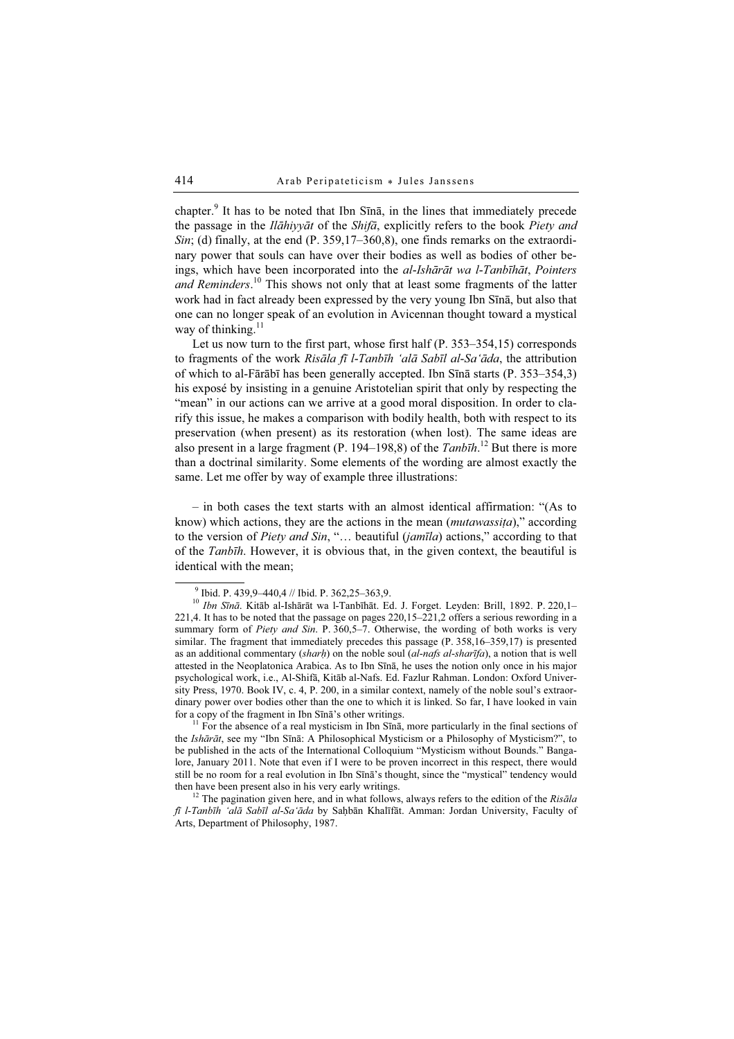chapter.[9] It has to be noted that Ibn Sīnā, in the lines that immediately precede the passage in the *Ilāhiyyāt* of the *Shifā*, explicitly refers to the book *Piety and Sin*; (d) finally, at the end (P. 359,17–360,8), one finds remarks on the extraordinary power that souls can have over their bodies as well as bodies of other beings, which have been incorporated into the *al-Ishārāt wa l-Tanbīhāt*, *Pointers and Reminders*.[10] This shows not only that at least some fragments of the latter work had in fact already been expressed by the very young Ibn Sīnā, but also that one can no longer speak of an evolution in Avicennan thought toward a mystical way of thinking.[11]

Let us now turn to the first part, whose first half (P. 353–354,15) corresponds to fragments of the work *Risāla fī l-Tanbīh ʿalā Sabīl al-Saʿāda*, the attribution of which to al-Fārābī has been generally accepted. Ibn Sīnā starts (P. 353–354,3) his exposé by insisting in a genuine Aristotelian spirit that only by respecting the "mean" in our actions can we arrive at a good moral disposition. In order to clarify this issue, he makes a comparison with bodily health, both with respect to its preservation (when present) as its restoration (when lost). The same ideas are also present in a large fragment (P. 194–198,8) of the *Tanbīh*.[12] But there is more than a doctrinal similarity. Some elements of the wording are almost exactly the same. Let me offer by way of example three illustrations:

– in both cases the text starts with an almost identical affirmation: "(As to know) which actions, they are the actions in the mean (*mutawassiṭa*)," according to the version of *Piety and Sin*, "… beautiful (*jamīla*) actions," according to that of the *Tanbīh*. However, it is obvious that, in the given context, the beautiful is identical with the mean;

---

[9] Ibid. P. 439,9–440,4 // Ibid. P. 362,25–363,9.

[10] *Ibn Sīnā*. Kitāb al-Ishārāt wa l-Tanbīhāt. Ed. J. Forget. Leyden: Brill, 1892. P. 220,1–221,4. It has to be noted that the passage on pages 220,15–221,2 offers a serious rewording in a summary form of *Piety and Sin*. P. 360,5–7. Otherwise, the wording of both works is very similar. The fragment that immediately precedes this passage (P. 358,16–359,17) is presented as an additional commentary (*sharḥ*) on the noble soul (*al-nafs al-sharīfa*), a notion that is well attested in the Neoplatonica Arabica. As to Ibn Sīnā, he uses the notion only once in his major psychological work, i.e., Al-Shifā, Kitāb al-Nafs. Ed. Fazlur Rahman. London: Oxford University Press, 1970. Book IV, c. 4, P. 200, in a similar context, namely of the noble soul's extraordinary power over bodies other than the one to which it is linked. So far, I have looked in vain for a copy of the fragment in Ibn Sīnā's other writings.

[11] For the absence of a real mysticism in Ibn Sīnā, more particularly in the final sections of the *Ishārāt*, see my "Ibn Sīnā: A Philosophical Mysticism or a Philosophy of Mysticism?", to be published in the acts of the International Colloquium "Mysticism without Bounds." Bangalore, January 2011. Note that even if I were to be proven incorrect in this respect, there would still be no room for a real evolution in Ibn Sīnā's thought, since the "mystical" tendency would then have been present also in his very early writings.

[12] The pagination given here, and in what follows, always refers to the edition of the *Risāla fī l-Tanbīh ʿalā Sabīl al-Saʿāda* by Saḥbān Khalīfāt. Amman: Jordan University, Faculty of Arts, Department of Philosophy, 1987.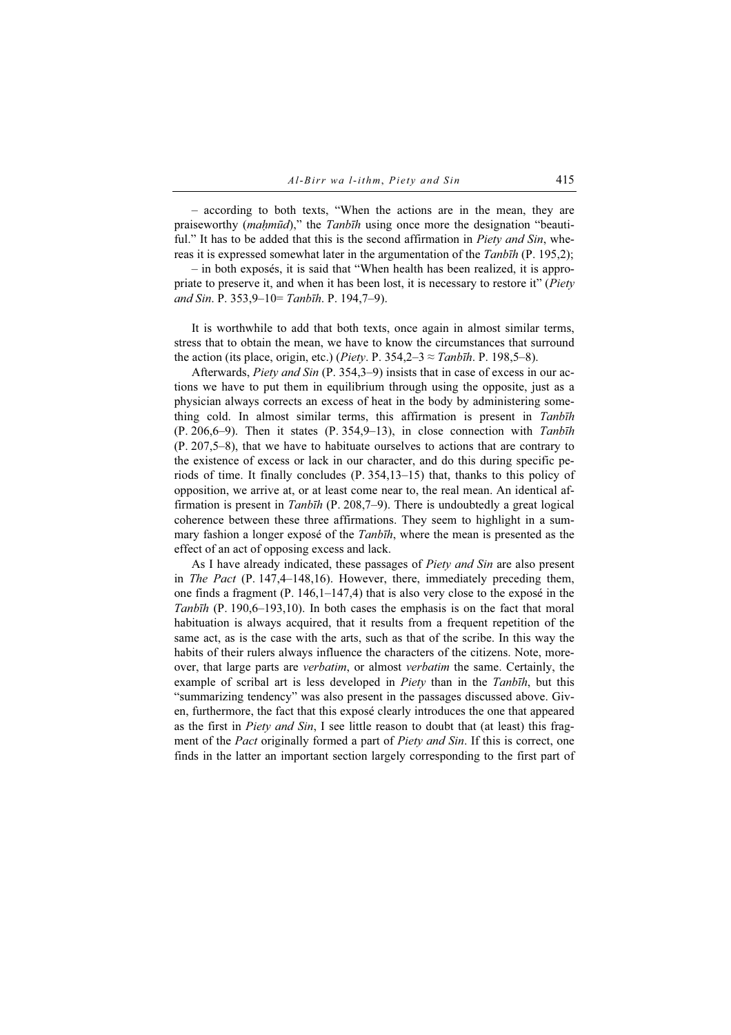– according to both texts, "When the actions are in the mean, they are praiseworthy (*maḥmūd*)," the *Tanbīh* using once more the designation "beautiful." It has to be added that this is the second affirmation in *Piety and Sin*, whereas it is expressed somewhat later in the argumentation of the *Tanbīh* (P. 195,2);

– in both exposés, it is said that "When health has been realized, it is appropriate to preserve it, and when it has been lost, it is necessary to restore it" (*Piety and Sin*. P. 353,9–10= *Tanbīh*. P. 194,7–9).

It is worthwhile to add that both texts, once again in almost similar terms, stress that to obtain the mean, we have to know the circumstances that surround the action (its place, origin, etc.) (*Piety*. P. 354,2–3 ≈ *Tanbīh*. P. 198,5–8).

Afterwards, *Piety and Sin* (P. 354,3–9) insists that in case of excess in our actions we have to put them in equilibrium through using the opposite, just as a physician always corrects an excess of heat in the body by administering something cold. In almost similar terms, this affirmation is present in *Tanbīh* (P. 206,6–9). Then it states (P. 354,9–13), in close connection with *Tanbīh* (P. 207,5–8), that we have to habituate ourselves to actions that are contrary to the existence of excess or lack in our character, and do this during specific periods of time. It finally concludes (P. 354,13–15) that, thanks to this policy of opposition, we arrive at, or at least come near to, the real mean. An identical affirmation is present in *Tanbīh* (P. 208,7–9). There is undoubtedly a great logical coherence between these three affirmations. They seem to highlight in a summary fashion a longer exposé of the *Tanbīh*, where the mean is presented as the effect of an act of opposing excess and lack.

As I have already indicated, these passages of *Piety and Sin* are also present in *The Pact* (P. 147,4–148,16). However, there, immediately preceding them, one finds a fragment (P. 146,1–147,4) that is also very close to the exposé in the *Tanbīh* (P. 190,6–193,10). In both cases the emphasis is on the fact that moral habituation is always acquired, that it results from a frequent repetition of the same act, as is the case with the arts, such as that of the scribe. In this way the habits of their rulers always influence the characters of the citizens. Note, moreover, that large parts are *verbatim*, or almost *verbatim* the same. Certainly, the example of scribal art is less developed in *Piety* than in the *Tanbīh*, but this "summarizing tendency" was also present in the passages discussed above. Given, furthermore, the fact that this exposé clearly introduces the one that appeared as the first in *Piety and Sin*, I see little reason to doubt that (at least) this fragment of the *Pact* originally formed a part of *Piety and Sin*. If this is correct, one finds in the latter an important section largely corresponding to the first part of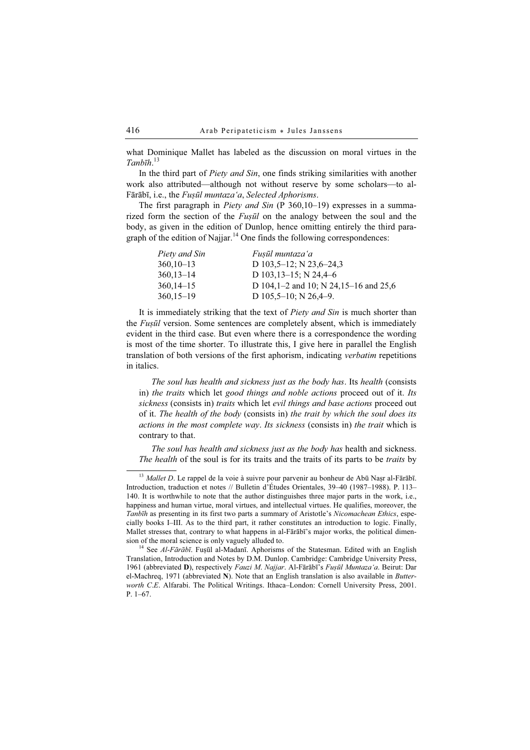what Dominique Mallet has labeled as the discussion on moral virtues in the *Tanbīh*.[13]

In the third part of *Piety and Sin*, one finds striking similarities with another work also attributed—although not without reserve by some scholars—to al-Fārābī, i.e., the *Fuṣūl muntazaʿa*, *Selected Aphorisms*.

The first paragraph in *Piety and Sin* (P 360,10–19) expresses in a summarized form the section of the *Fuṣūl* on the analogy between the soul and the body, as given in the edition of Dunlop, hence omitting entirely the third paragraph of the edition of Najjar.[14] One finds the following correspondences:

| *Piety and Sin* | *Fuṣūl muntazaʿa* |
|---|---|
| 360,10–13 | D 103,5–12; N 23,6–24,3 |
| 360,13–14 | D 103,13–15; N 24,4–6 |
| 360,14–15 | D 104,1–2 and 10; N 24,15–16 and 25,6 |
| 360,15–19 | D 105,5–10; N 26,4–9. |

It is immediately striking that the text of *Piety and Sin* is much shorter than the *Fuṣūl* version. Some sentences are completely absent, which is immediately evident in the third case. But even where there is a correspondence the wording is most of the time shorter. To illustrate this, I give here in parallel the English translation of both versions of the first aphorism, indicating *verbatim* repetitions in italics.

> *The soul has health and sickness just as the body has*. Its *health* (consists in) *the traits* which let *good things and noble actions* proceed out of it. *Its sickness* (consists in) *traits* which let *evil things and base actions* proceed out of it. *The health of the body* (consists in) *the trait by which the soul does its actions in the most complete way*. *Its sickness* (consists in) *the trait* which is contrary to that.

> *The soul has health and sickness just as the body has* health and sickness. *The health* of the soul is for its traits and the traits of its parts to be *traits* by

---

[13] *Mallet D*. Le rappel de la voie à suivre pour parvenir au bonheur de Abū Naṣr al-Fārābī. Introduction, traduction et notes // Bulletin d'Études Orientales, 39–40 (1987–1988). P. 113–140. It is worthwhile to note that the author distinguishes three major parts in the work, i.e., happiness and human virtue, moral virtues, and intellectual virtues. He qualifies, moreover, the *Tanbīh* as presenting in its first two parts a summary of Aristotle's *Nicomachean Ethics*, especially books I–III. As to the third part, it rather constitutes an introduction to logic. Finally, Mallet stresses that, contrary to what happens in al-Fārābī's major works, the political dimension of the moral science is only vaguely alluded to.

[14] See *Al-Fārābī*. Fuṣūl al-Madanī. Aphorisms of the Statesman. Edited with an English Translation, Introduction and Notes by D.M. Dunlop. Cambridge: Cambridge University Press, 1961 (abbreviated **D**), respectively *Fauzi M. Najjar*. Al-Fārābī's *Fuṣūl Muntazaʿa*. Beirut: Dar el-Machreq, 1971 (abbreviated **N**). Note that an English translation is also available in *Butterworth C.E*. Alfarabi. The Political Writings. Ithaca–London: Cornell University Press, 2001. P. 1–67.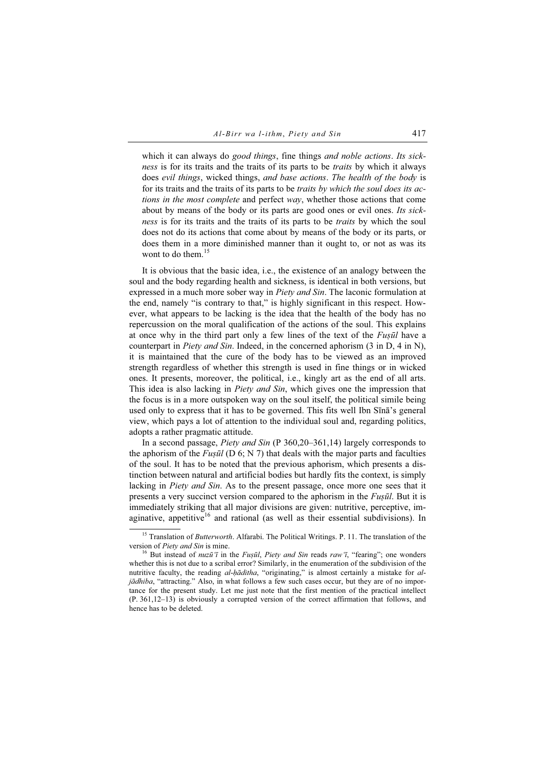which it can always do *good things*, fine things *and noble actions*. *Its sickness* is for its traits and the traits of its parts to be *traits* by which it always does *evil things*, wicked things, *and base actions*. *The health of the body* is for its traits and the traits of its parts to be *traits by which the soul does its actions in the most complete* and perfect *way*, whether those actions that come about by means of the body or its parts are good ones or evil ones. *Its sickness* is for its traits and the traits of its parts to be *traits* by which the soul does not do its actions that come about by means of the body or its parts, or does them in a more diminished manner than it ought to, or not as was its wont to do them.[15]

It is obvious that the basic idea, i.e., the existence of an analogy between the soul and the body regarding health and sickness, is identical in both versions, but expressed in a much more sober way in *Piety and Sin*. The laconic formulation at the end, namely "is contrary to that," is highly significant in this respect. However, what appears to be lacking is the idea that the health of the body has no repercussion on the moral qualification of the actions of the soul. This explains at once why in the third part only a few lines of the text of the *Fuṣūl* have a counterpart in *Piety and Sin*. Indeed, in the concerned aphorism (3 in D, 4 in N), it is maintained that the cure of the body has to be viewed as an improved strength regardless of whether this strength is used in fine things or in wicked ones. It presents, moreover, the political, i.e., kingly art as the end of all arts. This idea is also lacking in *Piety and Sin*, which gives one the impression that the focus is in a more outspoken way on the soul itself, the political simile being used only to express that it has to be governed. This fits well Ibn Sīnā's general view, which pays a lot of attention to the individual soul and, regarding politics, adopts a rather pragmatic attitude.

In a second passage, *Piety and Sin* (P 360,20–361,14) largely corresponds to the aphorism of the *Fuṣūl* (D 6; N 7) that deals with the major parts and faculties of the soul. It has to be noted that the previous aphorism, which presents a distinction between natural and artificial bodies but hardly fits the context, is simply lacking in *Piety and Sin*. As to the present passage, once more one sees that it presents a very succinct version compared to the aphorism in the *Fuṣūl*. But it is immediately striking that all major divisions are given: nutritive, perceptive, imaginative, appetitive[16] and rational (as well as their essential subdivisions). In

---

[15] Translation of *Butterworth*. Alfarabi. The Political Writings. P. 11. The translation of the version of *Piety and Sin* is mine.

[16] But instead of *nuzūʿī* in the *Fuṣūl*, *Piety and Sin* reads *rawʿī*, "fearing"; one wonders whether this is not due to a scribal error? Similarly, in the enumeration of the subdivision of the nutritive faculty, the reading *al-ḥāditha*, "originating," is almost certainly a mistake for *al-jādhiba*, "attracting." Also, in what follows a few such cases occur, but they are of no importance for the present study. Let me just note that the first mention of the practical intellect (P. 361,12–13) is obviously a corrupted version of the correct affirmation that follows, and hence has to be deleted.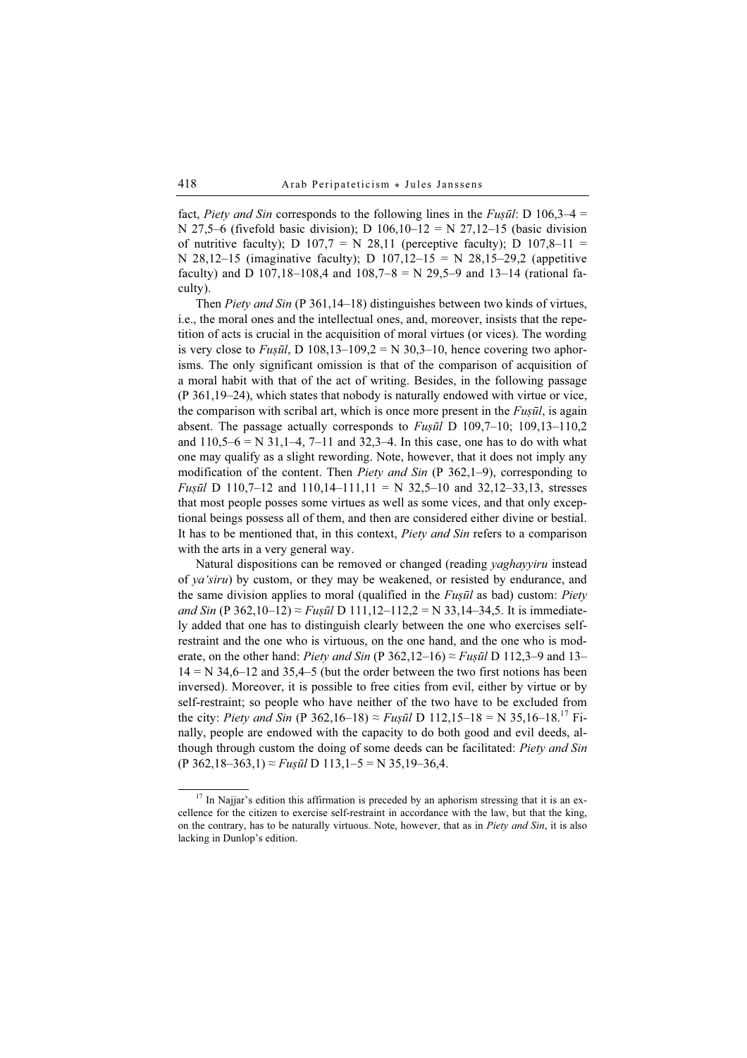fact, *Piety and Sin* corresponds to the following lines in the *Fuṣūl*: D 106,3–4 = N 27,5–6 (fivefold basic division); D 106,10–12 = N 27,12–15 (basic division of nutritive faculty); D 107,7 = N 28,11 (perceptive faculty); D 107,8–11 = N 28,12–15 (imaginative faculty); D 107,12–15 = N 28,15–29,2 (appetitive faculty) and D 107,18–108,4 and 108,7–8 = N 29,5–9 and 13–14 (rational faculty).

Then *Piety and Sin* (P 361,14–18) distinguishes between two kinds of virtues, i.e., the moral ones and the intellectual ones, and, moreover, insists that the repetition of acts is crucial in the acquisition of moral virtues (or vices). The wording is very close to *Fuṣūl*, D 108,13–109,2 = N 30,3–10, hence covering two aphorisms. The only significant omission is that of the comparison of acquisition of a moral habit with that of the act of writing. Besides, in the following passage (P 361,19–24), which states that nobody is naturally endowed with virtue or vice, the comparison with scribal art, which is once more present in the *Fuṣūl*, is again absent. The passage actually corresponds to *Fuṣūl* D 109,7–10; 109,13–110,2 and 110,5–6 = N 31,1–4, 7–11 and 32,3–4. In this case, one has to do with what one may qualify as a slight rewording. Note, however, that it does not imply any modification of the content. Then *Piety and Sin* (P 362,1–9), corresponding to *Fuṣūl* D 110,7–12 and 110,14–111,11 = N 32,5–10 and 32,12–33,13, stresses that most people posses some virtues as well as some vices, and that only exceptional beings possess all of them, and then are considered either divine or bestial. It has to be mentioned that, in this context, *Piety and Sin* refers to a comparison with the arts in a very general way.

Natural dispositions can be removed or changed (reading *yaghayyiru* instead of *ya'siru*) by custom, or they may be weakened, or resisted by endurance, and the same division applies to moral (qualified in the *Fuṣūl* as bad) custom: *Piety and Sin* (P 362,10–12) ≈ *Fuṣūl* D 111,12–112,2 = N 33,14–34,5. It is immediately added that one has to distinguish clearly between the one who exercises self-restraint and the one who is virtuous, on the one hand, and the one who is moderate, on the other hand: *Piety and Sin* (P 362,12–16) ≈ *Fuṣūl* D 112,3–9 and 13–14 = N 34,6–12 and 35,4–5 (but the order between the two first notions has been inversed). Moreover, it is possible to free cities from evil, either by virtue or by self-restraint; so people who have neither of the two have to be excluded from the city: *Piety and Sin* (P 362,16–18) ≈ *Fuṣūl* D 112,15–18 = N 35,16–18.[17] Finally, people are endowed with the capacity to do both good and evil deeds, although through custom the doing of some deeds can be facilitated: *Piety and Sin* (P 362,18–363,1) ≈ *Fuṣūl* D 113,1–5 = N 35,19–36,4.

---

[17] In Najjar's edition this affirmation is preceded by an aphorism stressing that it is an excellence for the citizen to exercise self-restraint in accordance with the law, but that the king, on the contrary, has to be naturally virtuous. Note, however, that as in *Piety and Sin*, it is also lacking in Dunlop's edition.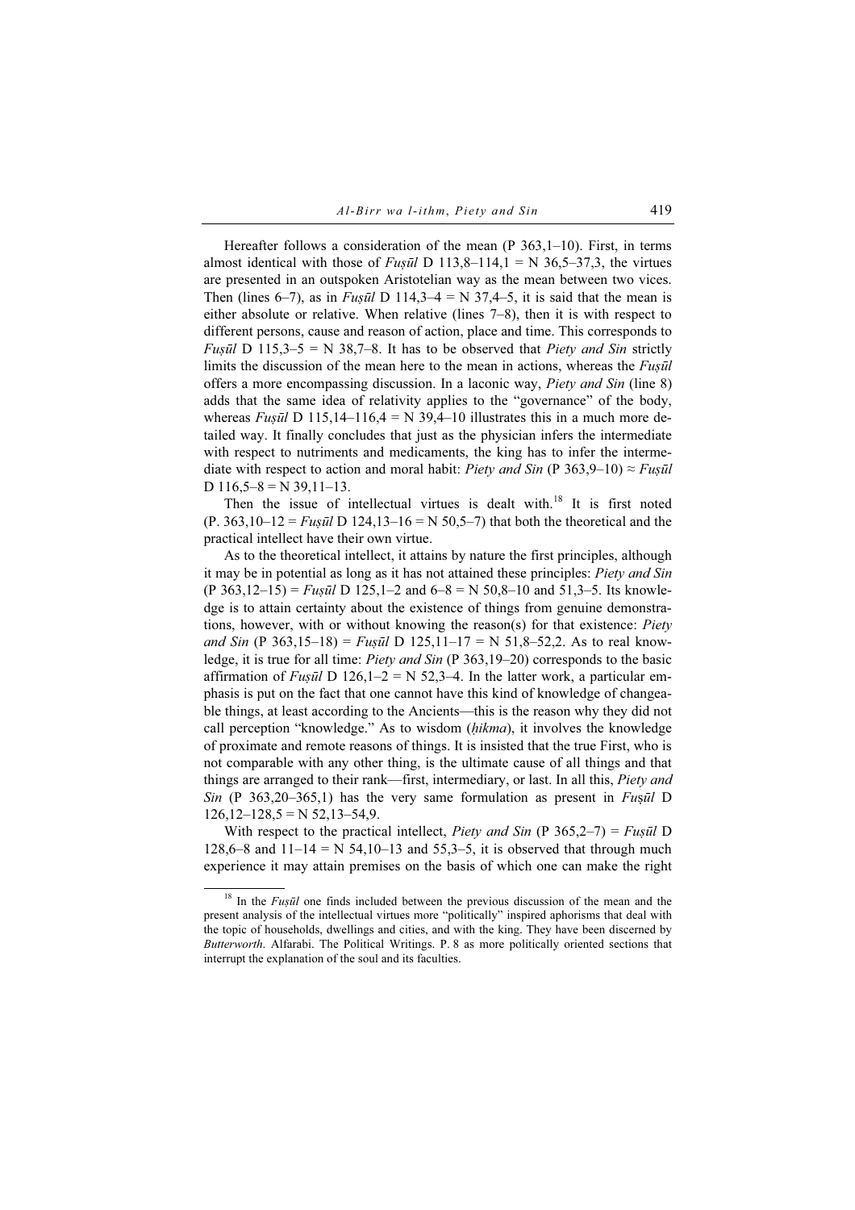Hereafter follows a consideration of the mean (P 363,1–10). First, in terms almost identical with those of *Fuṣūl* D 113,8–114,1 = N 36,5–37,3, the virtues are presented in an outspoken Aristotelian way as the mean between two vices. Then (lines 6–7), as in *Fuṣūl* D 114,3–4 = N 37,4–5, it is said that the mean is either absolute or relative. When relative (lines 7–8), then it is with respect to different persons, cause and reason of action, place and time. This corresponds to *Fuṣūl* D 115,3–5 = N 38,7–8. It has to be observed that *Piety and Sin* strictly limits the discussion of the mean here to the mean in actions, whereas the *Fuṣūl* offers a more encompassing discussion. In a laconic way, *Piety and Sin* (line 8) adds that the same idea of relativity applies to the "governance" of the body, whereas *Fuṣūl* D 115,14–116,4 = N 39,4–10 illustrates this in a much more detailed way. It finally concludes that just as the physician infers the intermediate with respect to nutriments and medicaments, the king has to infer the intermediate with respect to action and moral habit: *Piety and Sin* (P 363,9–10) ≈ *Fuṣūl* D 116,5–8 = N 39,11–13.

Then the issue of intellectual virtues is dealt with.[18] It is first noted (P. 363,10–12 = *Fuṣūl* D 124,13–16 = N 50,5–7) that both the theoretical and the practical intellect have their own virtue.

As to the theoretical intellect, it attains by nature the first principles, although it may be in potential as long as it has not attained these principles: *Piety and Sin* (P 363,12–15) = *Fuṣūl* D 125,1–2 and 6–8 = N 50,8–10 and 51,3–5. Its knowledge is to attain certainty about the existence of things from genuine demonstrations, however, with or without knowing the reason(s) for that existence: *Piety and Sin* (P 363,15–18) = *Fuṣūl* D 125,11–17 = N 51,8–52,2. As to real knowledge, it is true for all time: *Piety and Sin* (P 363,19–20) corresponds to the basic affirmation of *Fuṣūl* D 126,1–2 = N 52,3–4. In the latter work, a particular emphasis is put on the fact that one cannot have this kind of knowledge of changeable things, at least according to the Ancients—this is the reason why they did not call perception "knowledge." As to wisdom (*ḥikma*), it involves the knowledge of proximate and remote reasons of things. It is insisted that the true First, who is not comparable with any other thing, is the ultimate cause of all things and that things are arranged to their rank—first, intermediary, or last. In all this, *Piety and Sin* (P 363,20–365,1) has the very same formulation as present in *Fuṣūl* D 126,12–128,5 = N 52,13–54,9.

With respect to the practical intellect, *Piety and Sin* (P 365,2–7) = *Fuṣūl* D 128,6–8 and 11–14 = N 54,10–13 and 55,3–5, it is observed that through much experience it may attain premises on the basis of which one can make the right

---

[18] In the *Fuṣūl* one finds included between the previous discussion of the mean and the present analysis of the intellectual virtues more "politically" inspired aphorisms that deal with the topic of households, dwellings and cities, and with the king. They have been discerned by *Butterworth*. Alfarabi. The Political Writings. P. 8 as more politically oriented sections that interrupt the explanation of the soul and its faculties.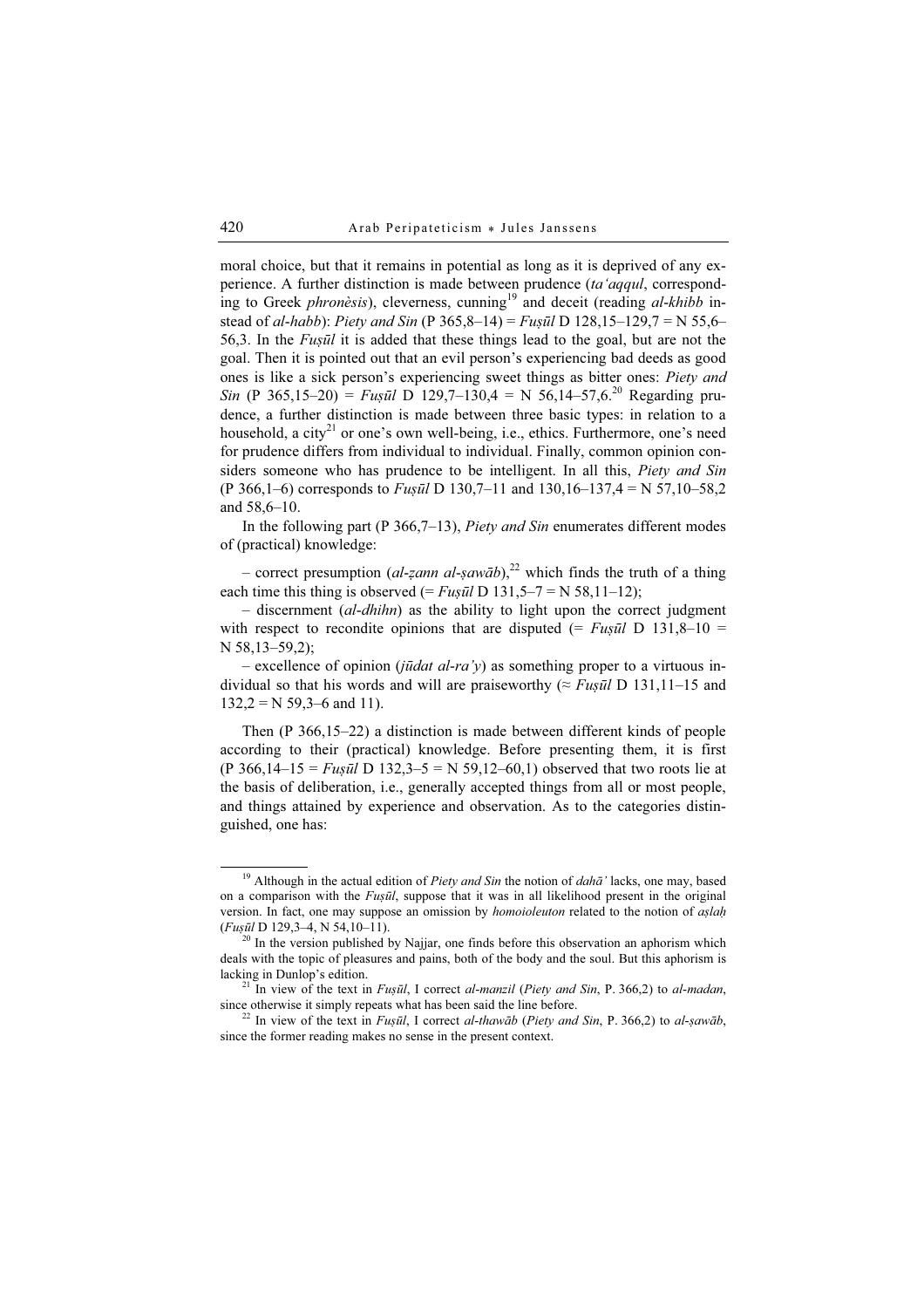moral choice, but that it remains in potential as long as it is deprived of any experience. A further distinction is made between prudence (*ta'aqqul*, corresponding to Greek *phronèsis*), cleverness, cunning[19] and deceit (reading *al-khibb* instead of *al-habb*): *Piety and Sin* (P 365,8–14) = *Fuṣūl* D 128,15–129,7 = N 55,6–56,3. In the *Fuṣūl* it is added that these things lead to the goal, but are not the goal. Then it is pointed out that an evil person's experiencing bad deeds as good ones is like a sick person's experiencing sweet things as bitter ones: *Piety and Sin* (P 365,15–20) = *Fuṣūl* D 129,7–130,4 = N 56,14–57,6.[20] Regarding prudence, a further distinction is made between three basic types: in relation to a household, a city[21] or one's own well-being, i.e., ethics. Furthermore, one's need for prudence differs from individual to individual. Finally, common opinion considers someone who has prudence to be intelligent. In all this, *Piety and Sin* (P 366,1–6) corresponds to *Fuṣūl* D 130,7–11 and 130,16–137,4 = N 57,10–58,2 and 58,6–10.

In the following part (P 366,7–13), *Piety and Sin* enumerates different modes of (practical) knowledge:

– correct presumption (*al-ẓann al-ṣawāb*),[22] which finds the truth of a thing each time this thing is observed (= *Fuṣūl* D 131,5–7 = N 58,11–12);

– discernment (*al-dhihn*) as the ability to light upon the correct judgment with respect to recondite opinions that are disputed (= *Fuṣūl* D 131,8–10 = N 58,13–59,2);

– excellence of opinion (*jūdat al-ra'y*) as something proper to a virtuous individual so that his words and will are praiseworthy (≈ *Fuṣūl* D 131,11–15 and 132,2 = N 59,3–6 and 11).

Then (P 366,15–22) a distinction is made between different kinds of people according to their (practical) knowledge. Before presenting them, it is first (P 366,14–15 = *Fuṣūl* D 132,3–5 = N 59,12–60,1) observed that two roots lie at the basis of deliberation, i.e., generally accepted things from all or most people, and things attained by experience and observation. As to the categories distinguished, one has:

---

[19] Although in the actual edition of *Piety and Sin* the notion of *dahā'* lacks, one may, based on a comparison with the *Fuṣūl*, suppose that it was in all likelihood present in the original version. In fact, one may suppose an omission by *homoioleuton* related to the notion of *aṣlaḥ* (*Fuṣūl* D 129,3–4, N 54,10–11).

[20] In the version published by Najjar, one finds before this observation an aphorism which deals with the topic of pleasures and pains, both of the body and the soul. But this aphorism is lacking in Dunlop's edition.

[21] In view of the text in *Fuṣūl*, I correct *al-manzil* (*Piety and Sin*, P. 366,2) to *al-madan*, since otherwise it simply repeats what has been said the line before.

[22] In view of the text in *Fuṣūl*, I correct *al-thawāb* (*Piety and Sin*, P. 366,2) to *al-ṣawāb*, since the former reading makes no sense in the present context.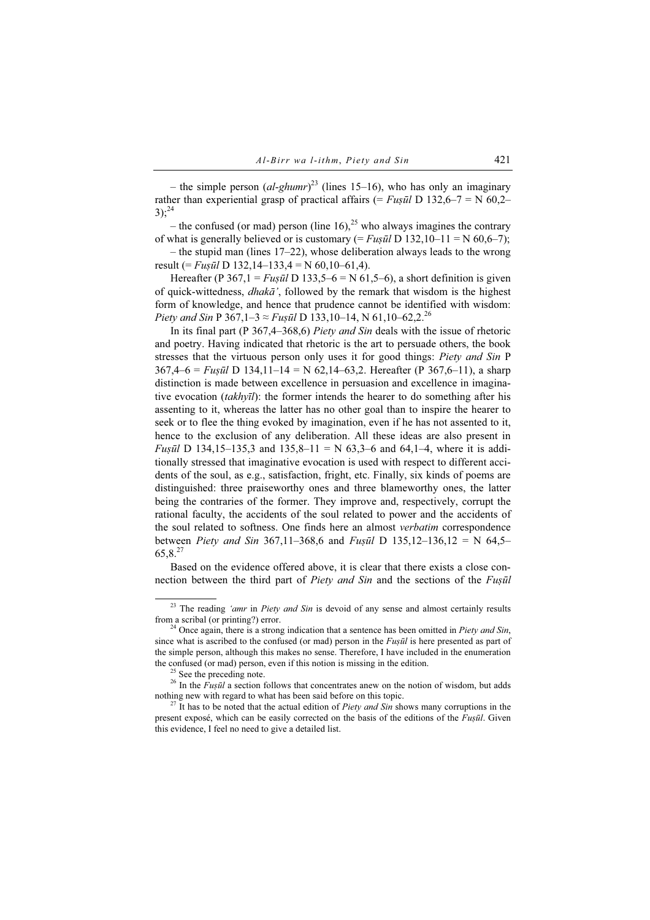– the simple person (*al-ghumr*)[23] (lines 15–16), who has only an imaginary rather than experiential grasp of practical affairs (= *Fuṣūl* D 132,6–7 = N 60,2–3);[24]

– the confused (or mad) person (line 16),[25] who always imagines the contrary of what is generally believed or is customary (= *Fuṣūl* D 132,10–11 = N 60,6–7);

– the stupid man (lines 17–22), whose deliberation always leads to the wrong result (= *Fuṣūl* D 132,14–133,4 = N 60,10–61,4).

Hereafter (P 367,1 = *Fuṣūl* D 133,5–6 = N 61,5–6), a short definition is given of quick-wittedness, *dhakā'*, followed by the remark that wisdom is the highest form of knowledge, and hence that prudence cannot be identified with wisdom: *Piety and Sin* P 367,1–3 ≈ *Fuṣūl* D 133,10–14, N 61,10–62,2.[26]

In its final part (P 367,4–368,6) *Piety and Sin* deals with the issue of rhetoric and poetry. Having indicated that rhetoric is the art to persuade others, the book stresses that the virtuous person only uses it for good things: *Piety and Sin* P 367,4–6 = *Fuṣūl* D 134,11–14 = N 62,14–63,2. Hereafter (P 367,6–11), a sharp distinction is made between excellence in persuasion and excellence in imaginative evocation (*takhyīl*): the former intends the hearer to do something after his assenting to it, whereas the latter has no other goal than to inspire the hearer to seek or to flee the thing evoked by imagination, even if he has not assented to it, hence to the exclusion of any deliberation. All these ideas are also present in *Fuṣūl* D 134,15–135,3 and 135,8–11 = N 63,3–6 and 64,1–4, where it is additionally stressed that imaginative evocation is used with respect to different accidents of the soul, as e.g., satisfaction, fright, etc. Finally, six kinds of poems are distinguished: three praiseworthy ones and three blameworthy ones, the latter being the contraries of the former. They improve and, respectively, corrupt the rational faculty, the accidents of the soul related to power and the accidents of the soul related to softness. One finds here an almost *verbatim* correspondence between *Piety and Sin* 367,11–368,6 and *Fuṣūl* D 135,12–136,12 = N 64,5–65,8.[27]

Based on the evidence offered above, it is clear that there exists a close connection between the third part of *Piety and Sin* and the sections of the *Fuṣūl*

---

[23] The reading *'amr* in *Piety and Sin* is devoid of any sense and almost certainly results from a scribal (or printing?) error.

[24] Once again, there is a strong indication that a sentence has been omitted in *Piety and Sin*, since what is ascribed to the confused (or mad) person in the *Fuṣūl* is here presented as part of the simple person, although this makes no sense. Therefore, I have included in the enumeration the confused (or mad) person, even if this notion is missing in the edition.

[25] See the preceding note.

[26] In the *Fuṣūl* a section follows that concentrates anew on the notion of wisdom, but adds nothing new with regard to what has been said before on this topic.

[27] It has to be noted that the actual edition of *Piety and Sin* shows many corruptions in the present exposé, which can be easily corrected on the basis of the editions of the *Fuṣūl*. Given this evidence, I feel no need to give a detailed list.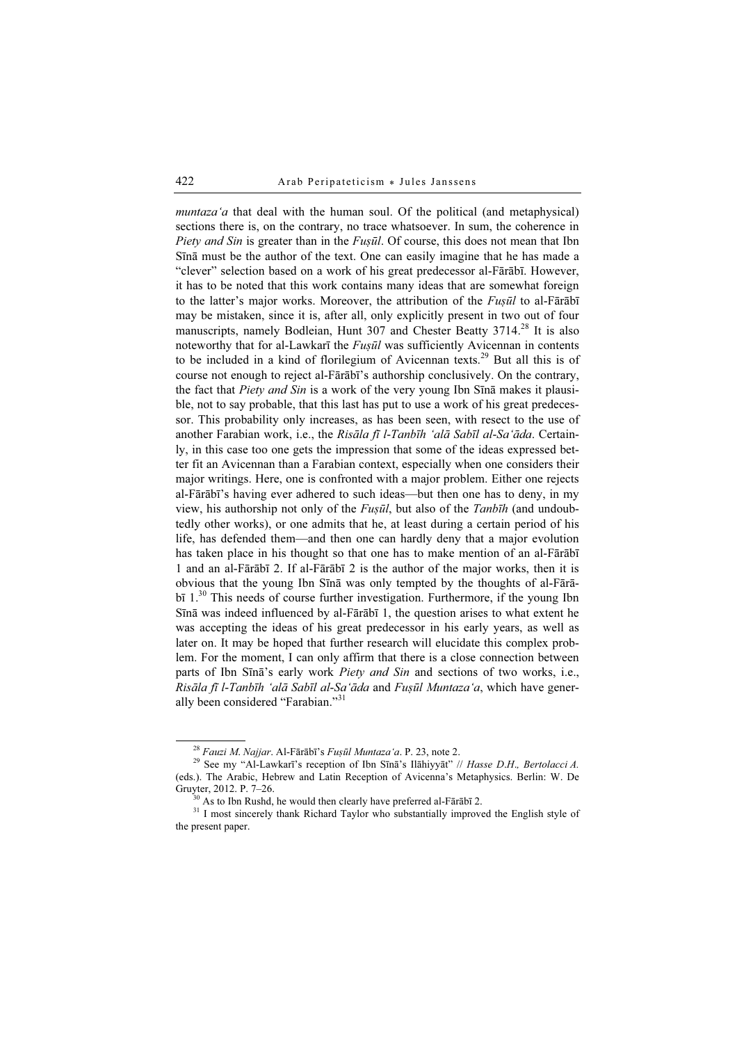*muntazaʿa* that deal with the human soul. Of the political (and metaphysical) sections there is, on the contrary, no trace whatsoever. In sum, the coherence in *Piety and Sin* is greater than in the *Fuṣūl*. Of course, this does not mean that Ibn Sīnā must be the author of the text. One can easily imagine that he has made a "clever" selection based on a work of his great predecessor al-Fārābī. However, it has to be noted that this work contains many ideas that are somewhat foreign to the latter's major works. Moreover, the attribution of the *Fuṣūl* to al-Fārābī may be mistaken, since it is, after all, only explicitly present in two out of four manuscripts, namely Bodleian, Hunt 307 and Chester Beatty 3714.[28] It is also noteworthy that for al-Lawkarī the *Fuṣūl* was sufficiently Avicennan in contents to be included in a kind of florilegium of Avicennan texts.[29] But all this is of course not enough to reject al-Fārābī's authorship conclusively. On the contrary, the fact that *Piety and Sin* is a work of the very young Ibn Sīnā makes it plausible, not to say probable, that this last has put to use a work of his great predecessor. This probability only increases, as has been seen, with resect to the use of another Farabian work, i.e., the *Risāla fī l-Tanbīh ʿalā Sabīl al-Saʿāda*. Certainly, in this case too one gets the impression that some of the ideas expressed better fit an Avicennan than a Farabian context, especially when one considers their major writings. Here, one is confronted with a major problem. Either one rejects al-Fārābī's having ever adhered to such ideas—but then one has to deny, in my view, his authorship not only of the *Fuṣūl*, but also of the *Tanbīh* (and undoubtedly other works), or one admits that he, at least during a certain period of his life, has defended them—and then one can hardly deny that a major evolution has taken place in his thought so that one has to make mention of an al-Fārābī 1 and an al-Fārābī 2. If al-Fārābī 2 is the author of the major works, then it is obvious that the young Ibn Sīnā was only tempted by the thoughts of al-Fārābī 1.[30] This needs of course further investigation. Furthermore, if the young Ibn Sīnā was indeed influenced by al-Fārābī 1, the question arises to what extent he was accepting the ideas of his great predecessor in his early years, as well as later on. It may be hoped that further research will elucidate this complex problem. For the moment, I can only affirm that there is a close connection between parts of Ibn Sīnā's early work *Piety and Sin* and sections of two works, i.e., *Risāla fī l-Tanbīh ʿalā Sabīl al-Saʿāda* and *Fuṣūl Muntazaʿa*, which have generally been considered "Farabian."[31]

---

[28] *Fauzi M. Najjar*. Al-Fārābī's *Fuṣūl Muntazaʿa*. P. 23, note 2.

[29] See my "Al-Lawkarī's reception of Ibn Sīnā's Ilāhiyyāt" // *Hasse D.H., Bertolacci A.* (eds.). The Arabic, Hebrew and Latin Reception of Avicenna's Metaphysics. Berlin: W. De Gruyter, 2012. P. 7–26.

[30] As to Ibn Rushd, he would then clearly have preferred al-Fārābī 2.

[31] I most sincerely thank Richard Taylor who substantially improved the English style of the present paper.